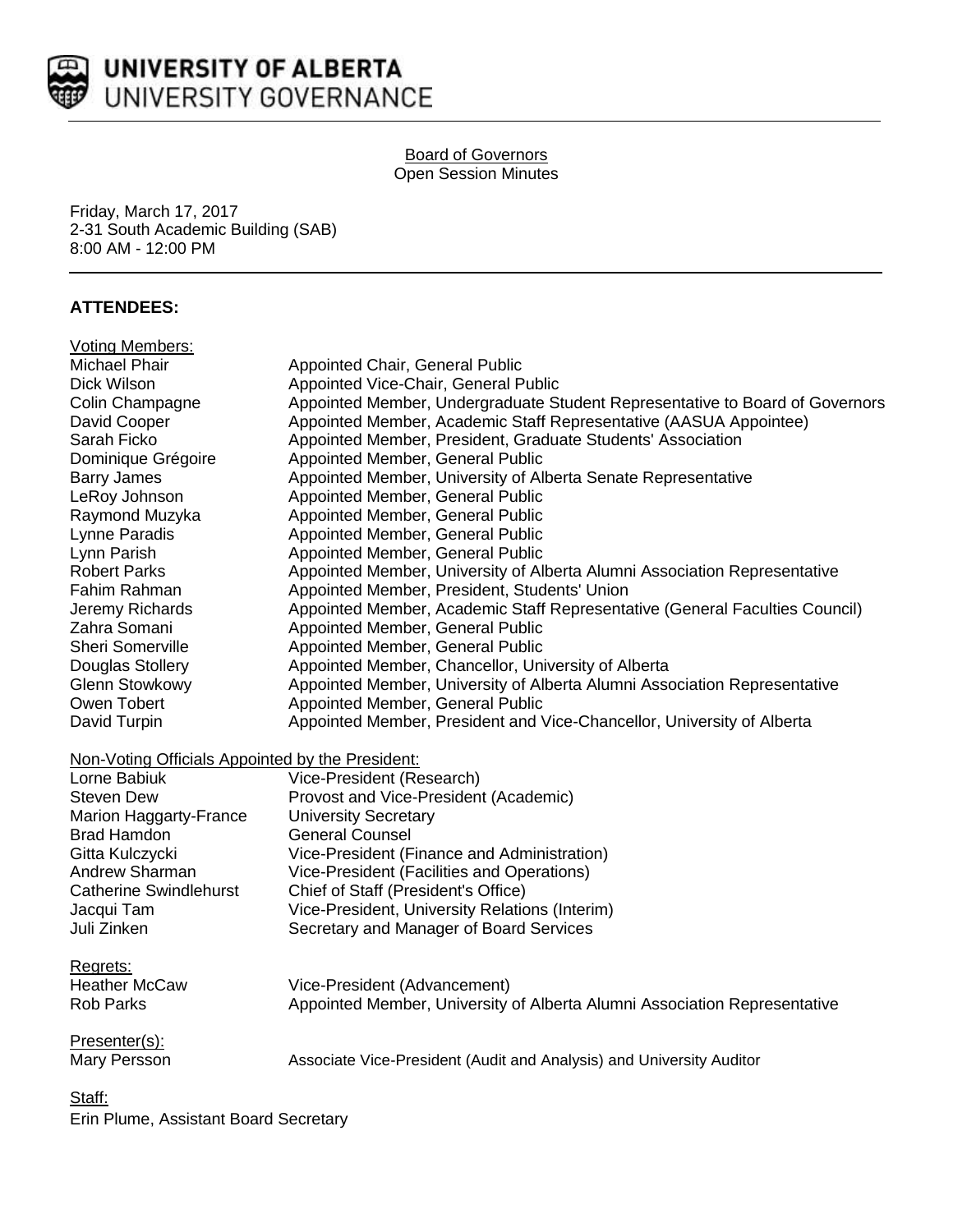# UNIVERSITY OF ALBERTA
## UNIVERSITY GOVERNANCE

Board of Governors
Open Session Minutes

Friday, March 17, 2017
2-31 South Academic Building (SAB)
8:00 AM - 12:00 PM

**ATTENDEES:**

Voting Members:

| | |
|---|---|
| Michael Phair | Appointed Chair, General Public |
| Dick Wilson | Appointed Vice-Chair, General Public |
| Colin Champagne | Appointed Member, Undergraduate Student Representative to Board of Governors |
| David Cooper | Appointed Member, Academic Staff Representative (AASUA Appointee) |
| Sarah Ficko | Appointed Member, President, Graduate Students' Association |
| Dominique Grégoire | Appointed Member, General Public |
| Barry James | Appointed Member, University of Alberta Senate Representative |
| LeRoy Johnson | Appointed Member, General Public |
| Raymond Muzyka | Appointed Member, General Public |
| Lynne Paradis | Appointed Member, General Public |
| Lynn Parish | Appointed Member, General Public |
| Robert Parks | Appointed Member, University of Alberta Alumni Association Representative |
| Fahim Rahman | Appointed Member, President, Students' Union |
| Jeremy Richards | Appointed Member, Academic Staff Representative (General Faculties Council) |
| Zahra Somani | Appointed Member, General Public |
| Sheri Somerville | Appointed Member, General Public |
| Douglas Stollery | Appointed Member, Chancellor, University of Alberta |
| Glenn Stowkowy | Appointed Member, University of Alberta Alumni Association Representative |
| Owen Tobert | Appointed Member, General Public |
| David Turpin | Appointed Member, President and Vice-Chancellor, University of Alberta |

Non-Voting Officials Appointed by the President:

| | |
|---|---|
| Lorne Babiuk | Vice-President (Research) |
| Steven Dew | Provost and Vice-President (Academic) |
| Marion Haggarty-France | University Secretary |
| Brad Hamdon | General Counsel |
| Gitta Kulczycki | Vice-President (Finance and Administration) |
| Andrew Sharman | Vice-President (Facilities and Operations) |
| Catherine Swindlehurst | Chief of Staff (President's Office) |
| Jacqui Tam | Vice-President, University Relations (Interim) |
| Juli Zinken | Secretary and Manager of Board Services |

Regrets:

| | |
|---|---|
| Heather McCaw | Vice-President (Advancement) |
| Rob Parks | Appointed Member, University of Alberta Alumni Association Representative |

Presenter(s):

| | |
|---|---|
| Mary Persson | Associate Vice-President (Audit and Analysis) and University Auditor |

Staff:
Erin Plume, Assistant Board Secretary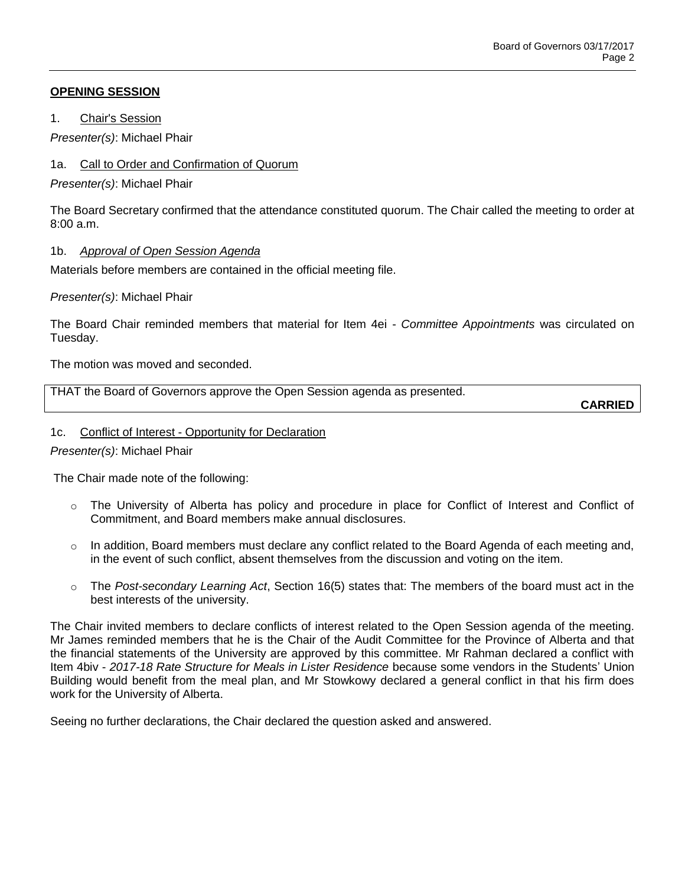## OPENING SESSION

1. Chair's Session

*Presenter(s)*: Michael Phair

1a. Call to Order and Confirmation of Quorum

*Presenter(s)*: Michael Phair

The Board Secretary confirmed that the attendance constituted quorum. The Chair called the meeting to order at 8:00 a.m.

1b. *Approval of Open Session Agenda*

Materials before members are contained in the official meeting file.

*Presenter(s)*: Michael Phair

The Board Chair reminded members that material for Item 4ei - *Committee Appointments* was circulated on Tuesday.

The motion was moved and seconded.

THAT the Board of Governors approve the Open Session agenda as presented.

**CARRIED**

1c. Conflict of Interest - Opportunity for Declaration

*Presenter(s)*: Michael Phair

The Chair made note of the following:

- The University of Alberta has policy and procedure in place for Conflict of Interest and Conflict of Commitment, and Board members make annual disclosures.
- In addition, Board members must declare any conflict related to the Board Agenda of each meeting and, in the event of such conflict, absent themselves from the discussion and voting on the item.
- The *Post-secondary Learning Act*, Section 16(5) states that: The members of the board must act in the best interests of the university.

The Chair invited members to declare conflicts of interest related to the Open Session agenda of the meeting. Mr James reminded members that he is the Chair of the Audit Committee for the Province of Alberta and that the financial statements of the University are approved by this committee. Mr Rahman declared a conflict with Item 4biv - *2017-18 Rate Structure for Meals in Lister Residence* because some vendors in the Students' Union Building would benefit from the meal plan, and Mr Stowkowy declared a general conflict in that his firm does work for the University of Alberta.

Seeing no further declarations, the Chair declared the question asked and answered.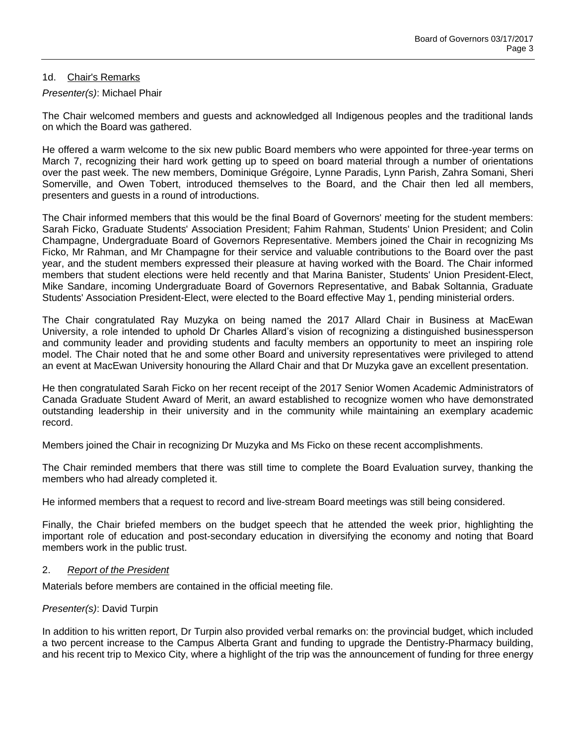## 1d. Chair's Remarks

*Presenter(s)*: Michael Phair

The Chair welcomed members and guests and acknowledged all Indigenous peoples and the traditional lands on which the Board was gathered.

He offered a warm welcome to the six new public Board members who were appointed for three-year terms on March 7, recognizing their hard work getting up to speed on board material through a number of orientations over the past week. The new members, Dominique Grégoire, Lynne Paradis, Lynn Parish, Zahra Somani, Sheri Somerville, and Owen Tobert, introduced themselves to the Board, and the Chair then led all members, presenters and guests in a round of introductions.

The Chair informed members that this would be the final Board of Governors' meeting for the student members: Sarah Ficko, Graduate Students' Association President; Fahim Rahman, Students' Union President; and Colin Champagne, Undergraduate Board of Governors Representative. Members joined the Chair in recognizing Ms Ficko, Mr Rahman, and Mr Champagne for their service and valuable contributions to the Board over the past year, and the student members expressed their pleasure at having worked with the Board. The Chair informed members that student elections were held recently and that Marina Banister, Students' Union President-Elect, Mike Sandare, incoming Undergraduate Board of Governors Representative, and Babak Soltannia, Graduate Students' Association President-Elect, were elected to the Board effective May 1, pending ministerial orders.

The Chair congratulated Ray Muzyka on being named the 2017 Allard Chair in Business at MacEwan University, a role intended to uphold Dr Charles Allard's vision of recognizing a distinguished businessperson and community leader and providing students and faculty members an opportunity to meet an inspiring role model. The Chair noted that he and some other Board and university representatives were privileged to attend an event at MacEwan University honouring the Allard Chair and that Dr Muzyka gave an excellent presentation.

He then congratulated Sarah Ficko on her recent receipt of the 2017 Senior Women Academic Administrators of Canada Graduate Student Award of Merit, an award established to recognize women who have demonstrated outstanding leadership in their university and in the community while maintaining an exemplary academic record.

Members joined the Chair in recognizing Dr Muzyka and Ms Ficko on these recent accomplishments.

The Chair reminded members that there was still time to complete the Board Evaluation survey, thanking the members who had already completed it.

He informed members that a request to record and live-stream Board meetings was still being considered.

Finally, the Chair briefed members on the budget speech that he attended the week prior, highlighting the important role of education and post-secondary education in diversifying the economy and noting that Board members work in the public trust.

## 2. *Report of the President*

Materials before members are contained in the official meeting file.

*Presenter(s)*: David Turpin

In addition to his written report, Dr Turpin also provided verbal remarks on: the provincial budget, which included a two percent increase to the Campus Alberta Grant and funding to upgrade the Dentistry-Pharmacy building, and his recent trip to Mexico City, where a highlight of the trip was the announcement of funding for three energy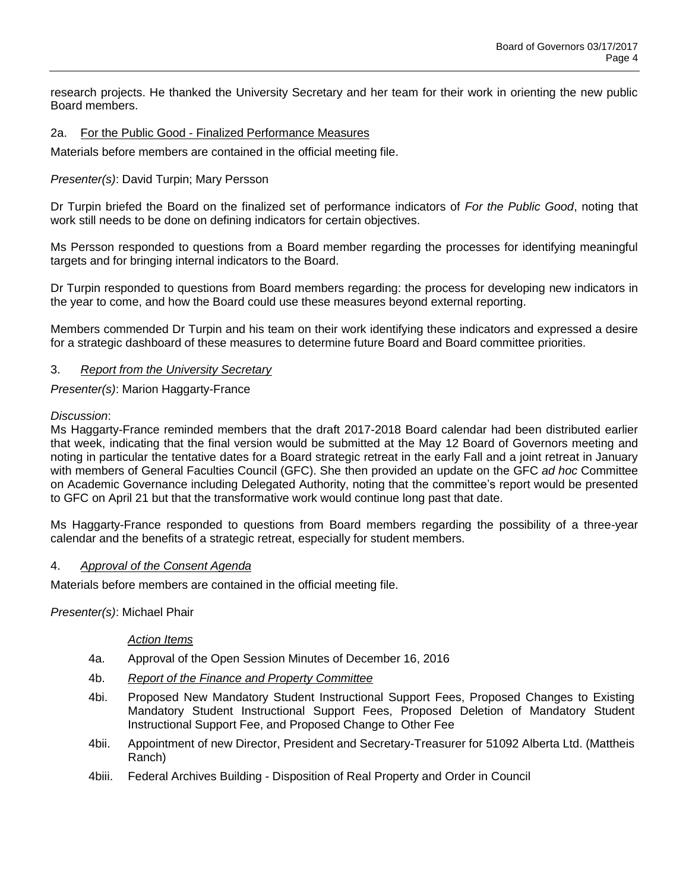research projects. He thanked the University Secretary and her team for their work in orienting the new public Board members.

2a. For the Public Good - Finalized Performance Measures

Materials before members are contained in the official meeting file.

*Presenter(s)*: David Turpin; Mary Persson

Dr Turpin briefed the Board on the finalized set of performance indicators of *For the Public Good*, noting that work still needs to be done on defining indicators for certain objectives.

Ms Persson responded to questions from a Board member regarding the processes for identifying meaningful targets and for bringing internal indicators to the Board.

Dr Turpin responded to questions from Board members regarding: the process for developing new indicators in the year to come, and how the Board could use these measures beyond external reporting.

Members commended Dr Turpin and his team on their work identifying these indicators and expressed a desire for a strategic dashboard of these measures to determine future Board and Board committee priorities.

3. *Report from the University Secretary*

*Presenter(s)*: Marion Haggarty-France

*Discussion*:
Ms Haggarty-France reminded members that the draft 2017-2018 Board calendar had been distributed earlier that week, indicating that the final version would be submitted at the May 12 Board of Governors meeting and noting in particular the tentative dates for a Board strategic retreat in the early Fall and a joint retreat in January with members of General Faculties Council (GFC). She then provided an update on the GFC *ad hoc* Committee on Academic Governance including Delegated Authority, noting that the committee's report would be presented to GFC on April 21 but that the transformative work would continue long past that date.

Ms Haggarty-France responded to questions from Board members regarding the possibility of a three-year calendar and the benefits of a strategic retreat, especially for student members.

4. *Approval of the Consent Agenda*

Materials before members are contained in the official meeting file.

*Presenter(s)*: Michael Phair

*Action Items*

4a. Approval of the Open Session Minutes of December 16, 2016

4b. *Report of the Finance and Property Committee*

4bi. Proposed New Mandatory Student Instructional Support Fees, Proposed Changes to Existing Mandatory Student Instructional Support Fees, Proposed Deletion of Mandatory Student Instructional Support Fee, and Proposed Change to Other Fee

4bii. Appointment of new Director, President and Secretary-Treasurer for 51092 Alberta Ltd. (Mattheis Ranch)

4biii. Federal Archives Building - Disposition of Real Property and Order in Council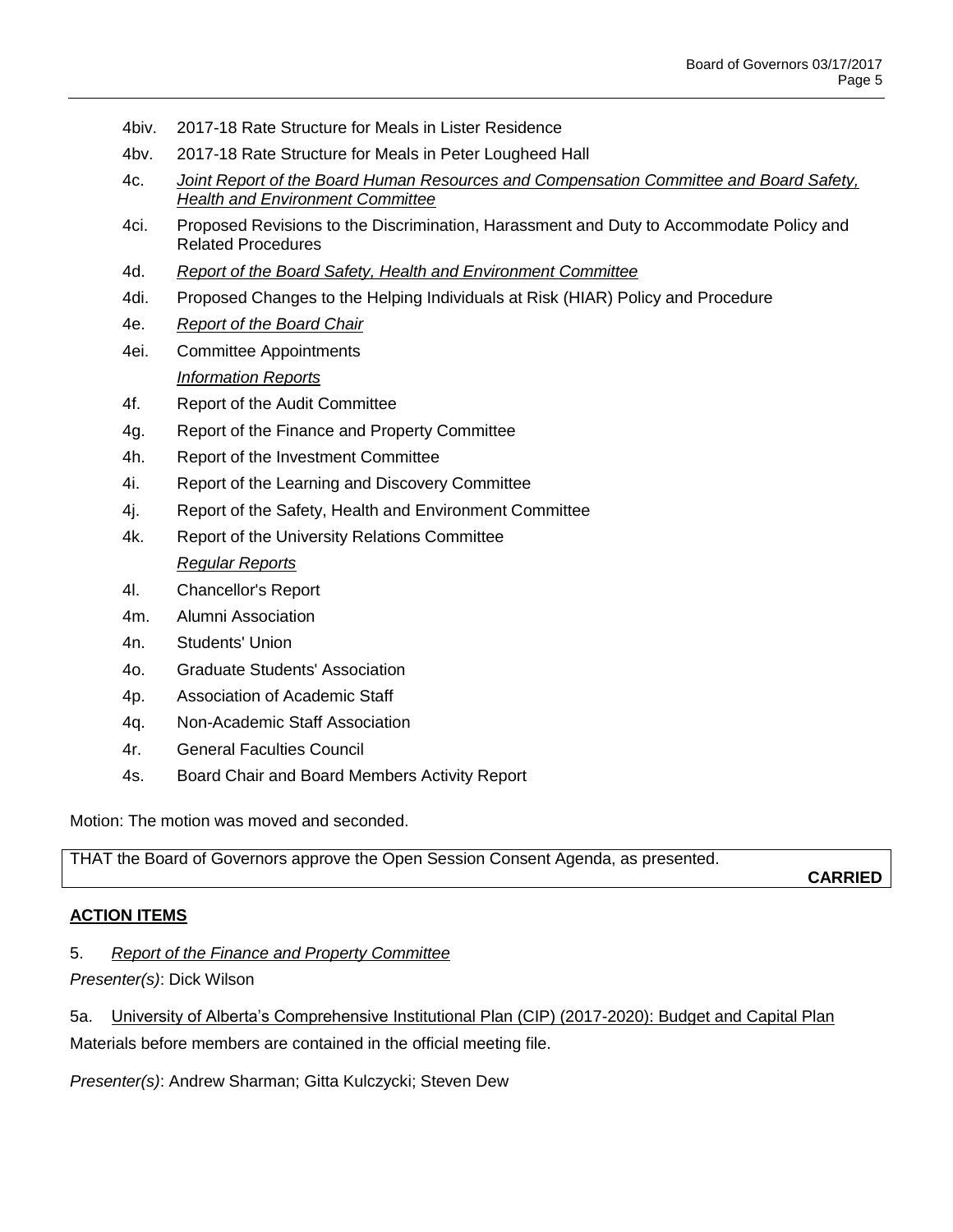4biv. 2017-18 Rate Structure for Meals in Lister Residence

4bv. 2017-18 Rate Structure for Meals in Peter Lougheed Hall

4c. *Joint Report of the Board Human Resources and Compensation Committee and Board Safety, Health and Environment Committee*

4ci. Proposed Revisions to the Discrimination, Harassment and Duty to Accommodate Policy and Related Procedures

4d. *Report of the Board Safety, Health and Environment Committee*

4di. Proposed Changes to the Helping Individuals at Risk (HIAR) Policy and Procedure

4e. *Report of the Board Chair*

4ei. Committee Appointments

*Information Reports*

4f. Report of the Audit Committee

4g. Report of the Finance and Property Committee

4h. Report of the Investment Committee

4i. Report of the Learning and Discovery Committee

4j. Report of the Safety, Health and Environment Committee

4k. Report of the University Relations Committee

*Regular Reports*

4l. Chancellor's Report

4m. Alumni Association

4n. Students' Union

4o. Graduate Students' Association

4p. Association of Academic Staff

4q. Non-Academic Staff Association

4r. General Faculties Council

4s. Board Chair and Board Members Activity Report

Motion: The motion was moved and seconded.

THAT the Board of Governors approve the Open Session Consent Agenda, as presented.

**CARRIED**

## ACTION ITEMS

5. *Report of the Finance and Property Committee*

*Presenter(s)*: Dick Wilson

5a. University of Alberta's Comprehensive Institutional Plan (CIP) (2017-2020): Budget and Capital Plan

Materials before members are contained in the official meeting file.

*Presenter(s)*: Andrew Sharman; Gitta Kulczycki; Steven Dew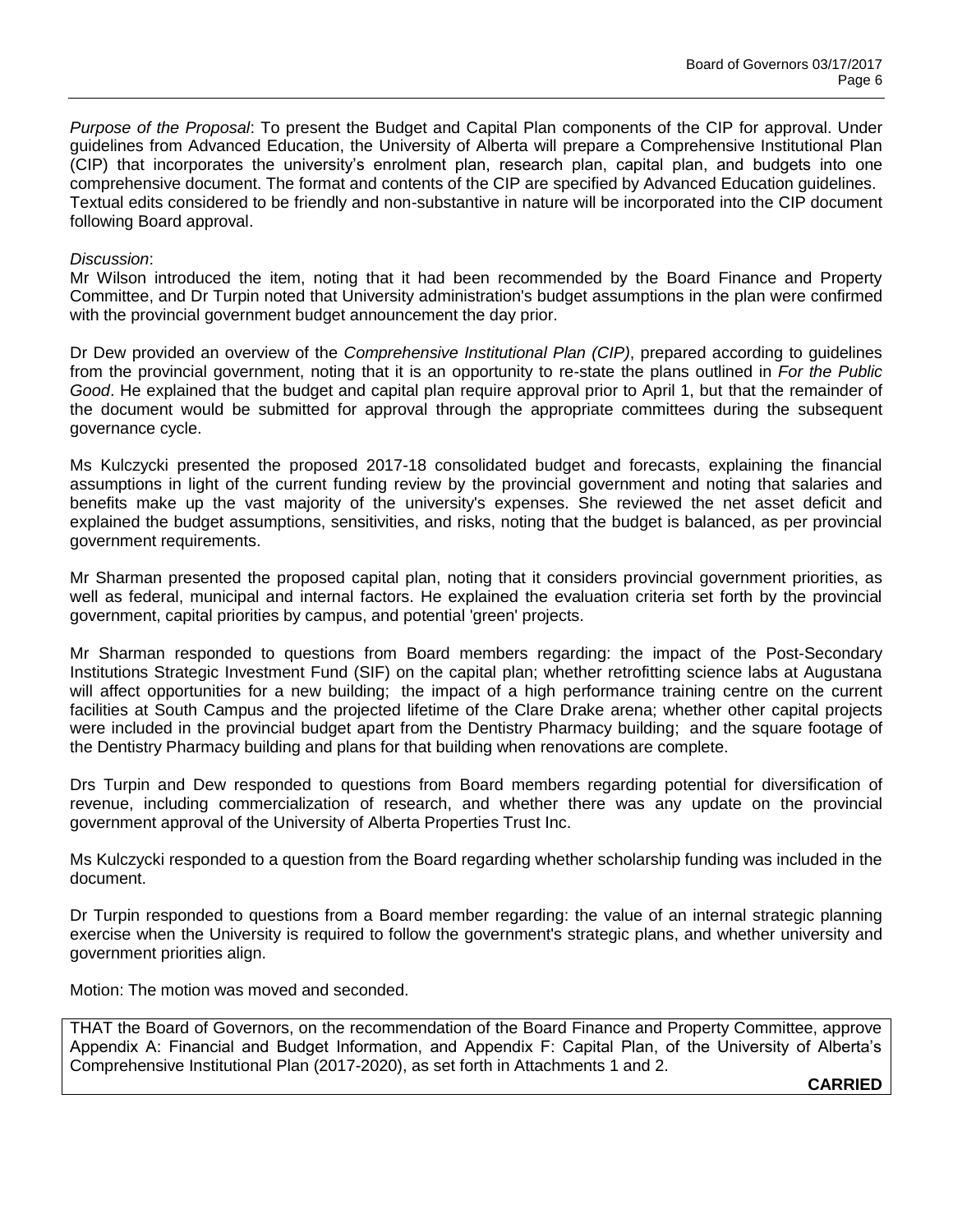*Purpose of the Proposal*: To present the Budget and Capital Plan components of the CIP for approval. Under guidelines from Advanced Education, the University of Alberta will prepare a Comprehensive Institutional Plan (CIP) that incorporates the university's enrolment plan, research plan, capital plan, and budgets into one comprehensive document. The format and contents of the CIP are specified by Advanced Education guidelines. Textual edits considered to be friendly and non-substantive in nature will be incorporated into the CIP document following Board approval.

*Discussion*:
Mr Wilson introduced the item, noting that it had been recommended by the Board Finance and Property Committee, and Dr Turpin noted that University administration's budget assumptions in the plan were confirmed with the provincial government budget announcement the day prior.

Dr Dew provided an overview of the *Comprehensive Institutional Plan (CIP)*, prepared according to guidelines from the provincial government, noting that it is an opportunity to re-state the plans outlined in *For the Public Good*. He explained that the budget and capital plan require approval prior to April 1, but that the remainder of the document would be submitted for approval through the appropriate committees during the subsequent governance cycle.

Ms Kulczycki presented the proposed 2017-18 consolidated budget and forecasts, explaining the financial assumptions in light of the current funding review by the provincial government and noting that salaries and benefits make up the vast majority of the university's expenses. She reviewed the net asset deficit and explained the budget assumptions, sensitivities, and risks, noting that the budget is balanced, as per provincial government requirements.

Mr Sharman presented the proposed capital plan, noting that it considers provincial government priorities, as well as federal, municipal and internal factors. He explained the evaluation criteria set forth by the provincial government, capital priorities by campus, and potential 'green' projects.

Mr Sharman responded to questions from Board members regarding: the impact of the Post-Secondary Institutions Strategic Investment Fund (SIF) on the capital plan; whether retrofitting science labs at Augustana will affect opportunities for a new building; the impact of a high performance training centre on the current facilities at South Campus and the projected lifetime of the Clare Drake arena; whether other capital projects were included in the provincial budget apart from the Dentistry Pharmacy building; and the square footage of the Dentistry Pharmacy building and plans for that building when renovations are complete.

Drs Turpin and Dew responded to questions from Board members regarding potential for diversification of revenue, including commercialization of research, and whether there was any update on the provincial government approval of the University of Alberta Properties Trust Inc.

Ms Kulczycki responded to a question from the Board regarding whether scholarship funding was included in the document.

Dr Turpin responded to questions from a Board member regarding: the value of an internal strategic planning exercise when the University is required to follow the government's strategic plans, and whether university and government priorities align.

Motion: The motion was moved and seconded.

THAT the Board of Governors, on the recommendation of the Board Finance and Property Committee, approve Appendix A: Financial and Budget Information, and Appendix F: Capital Plan, of the University of Alberta's Comprehensive Institutional Plan (2017-2020), as set forth in Attachments 1 and 2.

**CARRIED**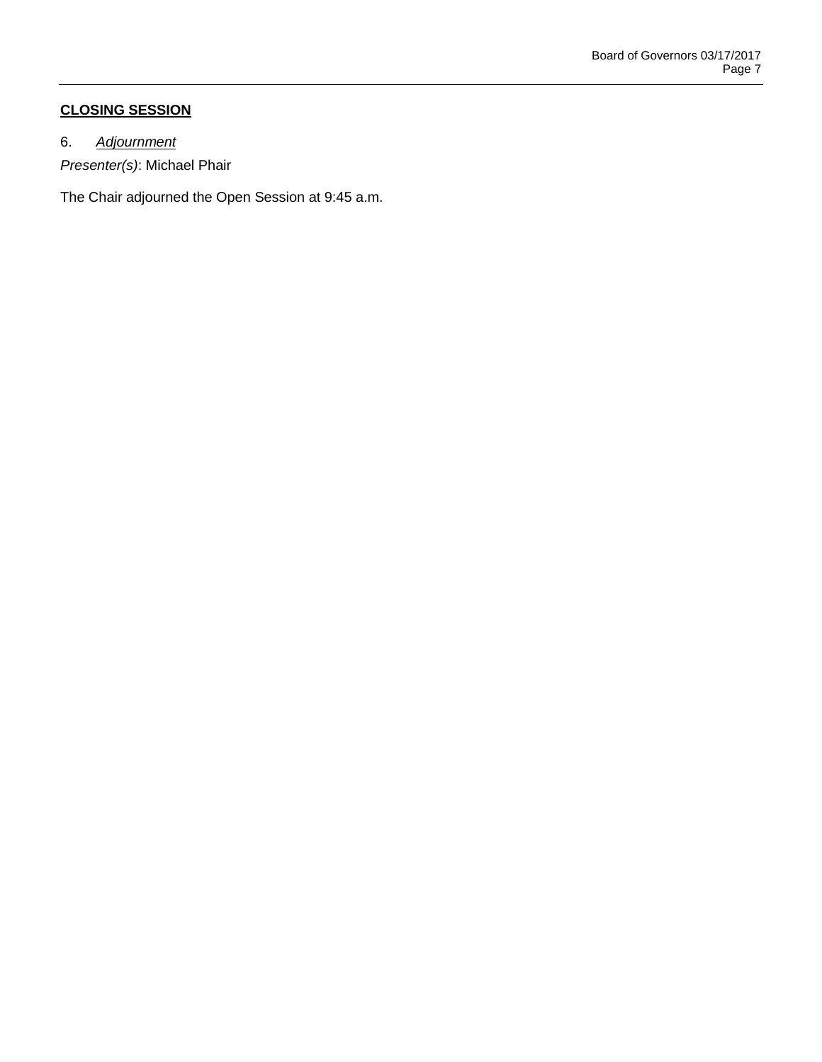**CLOSING SESSION**

6. *Adjournment*

*Presenter(s)*: Michael Phair

The Chair adjourned the Open Session at 9:45 a.m.